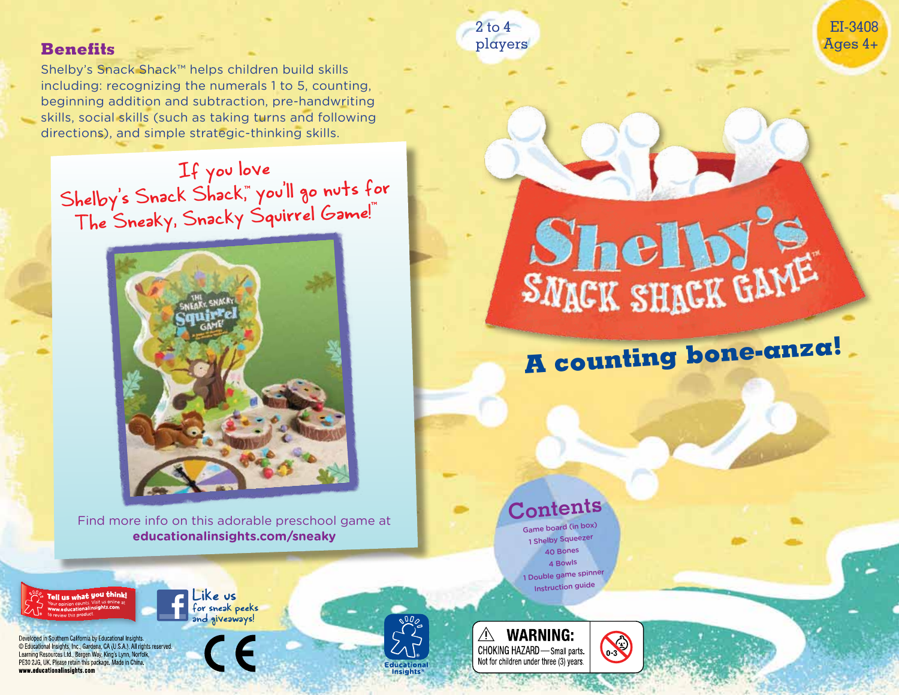## Benefits

Shelby's Snack Shack™ helps children build skills including: recognizing the numerals 1 to 5, counting, beginning addition and subtraction, pre-handwriting skills, social skills (such as taking turns and following directions), and simple strategic-thinking skills.

If you love Shelby's Snack Shack,™ you'll go nuts for The Sneaky, Snacky Squirrel Game!™

Find more info on this adorable preschool game at **educationalinsights.com/sneaky**

2 to 4 players

EI-3408
Ages 4+

# Shelby's SNACK SHACK GAME™

## A counting bone-anza!

## Contents

- Game board (in box)
- 1 Shelby Squeezer
- 40 Bones
- 4 Bowls
- 1 Double game spinner
- Instruction guide

**Tell us what you think!** Your opinion counts. Visit us online at www.educationalinsights.com to review this product.

Like us for sneak peeks and giveaways!

Developed in Southern California by Educational Insights.
© Educational Insights, Inc., Gardena, CA (U.S.A.). All rights reserved.
Learning Resources Ltd., Bergen Way, King's Lynn, Norfolk, PE30 2JG, UK. Please retain this package. Made in China.
**www.educationalinsights.com**

Educational Insights®

⚠ **WARNING:**
CHOKING HAZARD—Small parts.
Not for children under three (3) years.

0-3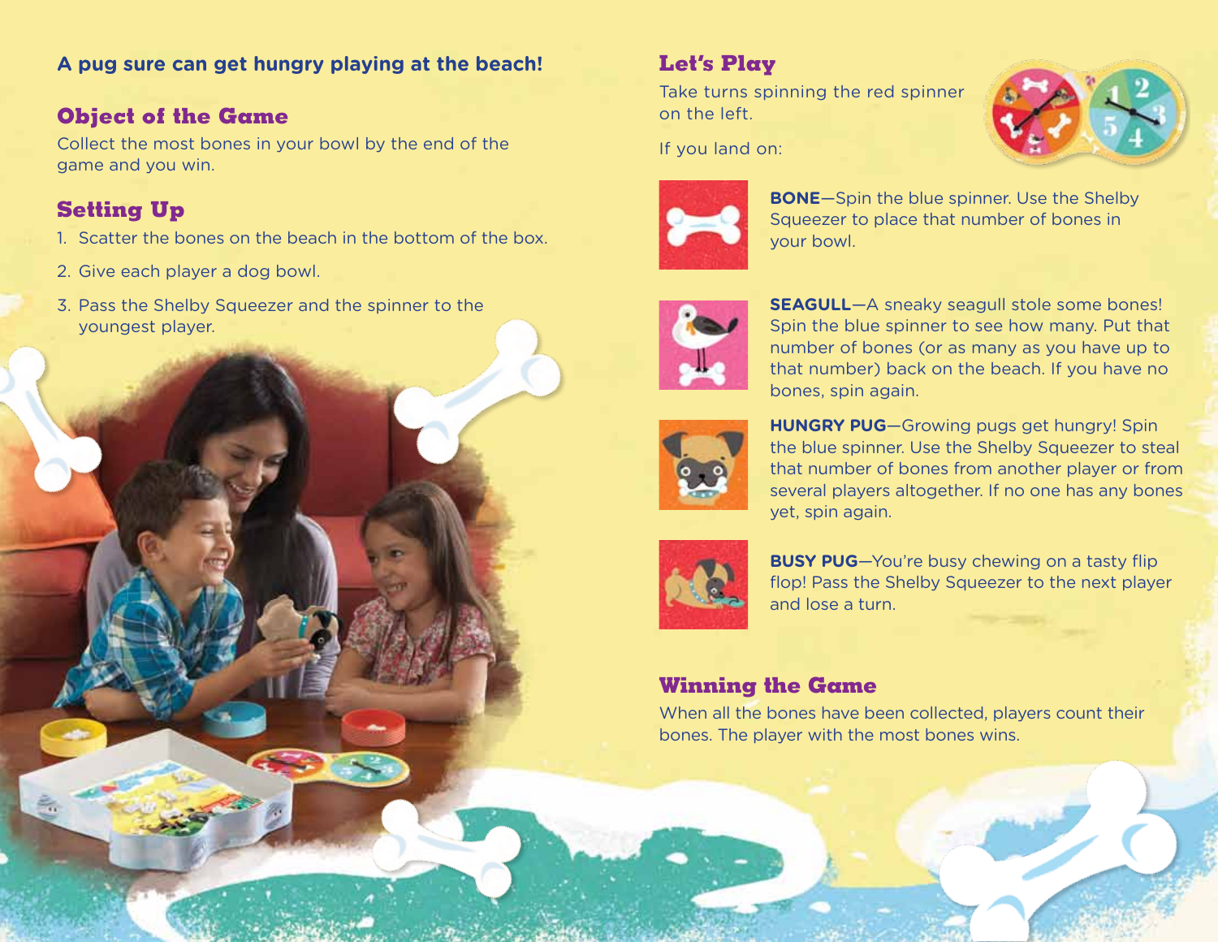**A pug sure can get hungry playing at the beach!**

## Object of the Game

Collect the most bones in your bowl by the end of the game and you win.

## Setting Up

1. Scatter the bones on the beach in the bottom of the box.
2. Give each player a dog bowl.
3. Pass the Shelby Squeezer and the spinner to the youngest player.

## Let's Play

Take turns spinning the red spinner on the left.

If you land on:

**BONE**—Spin the blue spinner. Use the Shelby Squeezer to place that number of bones in your bowl.

**SEAGULL**—A sneaky seagull stole some bones! Spin the blue spinner to see how many. Put that number of bones (or as many as you have up to that number) back on the beach. If you have no bones, spin again.

**HUNGRY PUG**—Growing pugs get hungry! Spin the blue spinner. Use the Shelby Squeezer to steal that number of bones from another player or from several players altogether. If no one has any bones yet, spin again.

**BUSY PUG**—You're busy chewing on a tasty flip flop! Pass the Shelby Squeezer to the next player and lose a turn.

## Winning the Game

When all the bones have been collected, players count their bones. The player with the most bones wins.